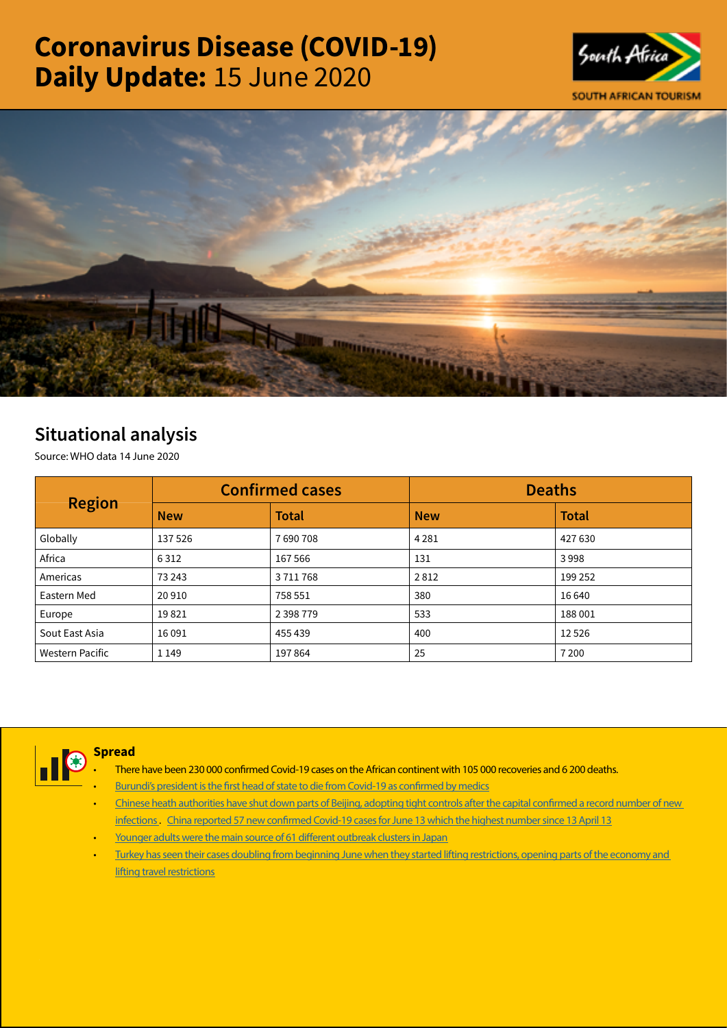# Coronavirus Disease (COVID-19) Daily Update: 15 June 2020

SOUTH AFRICAN TOURISM

## Situational analysis

Source: WHO data 14 June 2020

| Region | Confirmed cases | | Deaths | |
|---|---|---|---|---|
| | New | Total | New | Total |
| Globally | 137 526 | 7 690 708 | 4 281 | 427 630 |
| Africa | 6 312 | 167 566 | 131 | 3 998 |
| Americas | 73 243 | 3 711 768 | 2 812 | 199 252 |
| Eastern Med | 20 910 | 758 551 | 380 | 16 640 |
| Europe | 19 821 | 2 398 779 | 533 | 188 001 |
| Sout East Asia | 16 091 | 455 439 | 400 | 12 526 |
| Western Pacific | 1 149 | 197 864 | 25 | 7 200 |

### Spread

- There have been 230 000 confirmed Covid-19 cases on the African continent with 105 000 recoveries and 6 200 deaths.
- Burundi's president is the first head of state to die from Covid-19 as confirmed by medics
- Chinese heath authorities have shut down parts of Beijing, adopting tight controls after the capital confirmed a record number of new infections. China reported 57 new confirmed Covid-19 cases for June 13 which the highest number since 13 April 13
- Younger adults were the main source of 61 different outbreak clusters in Japan
- Turkey has seen their cases doubling from beginning June when they started lifting restrictions, opening parts of the economy and lifting travel restrictions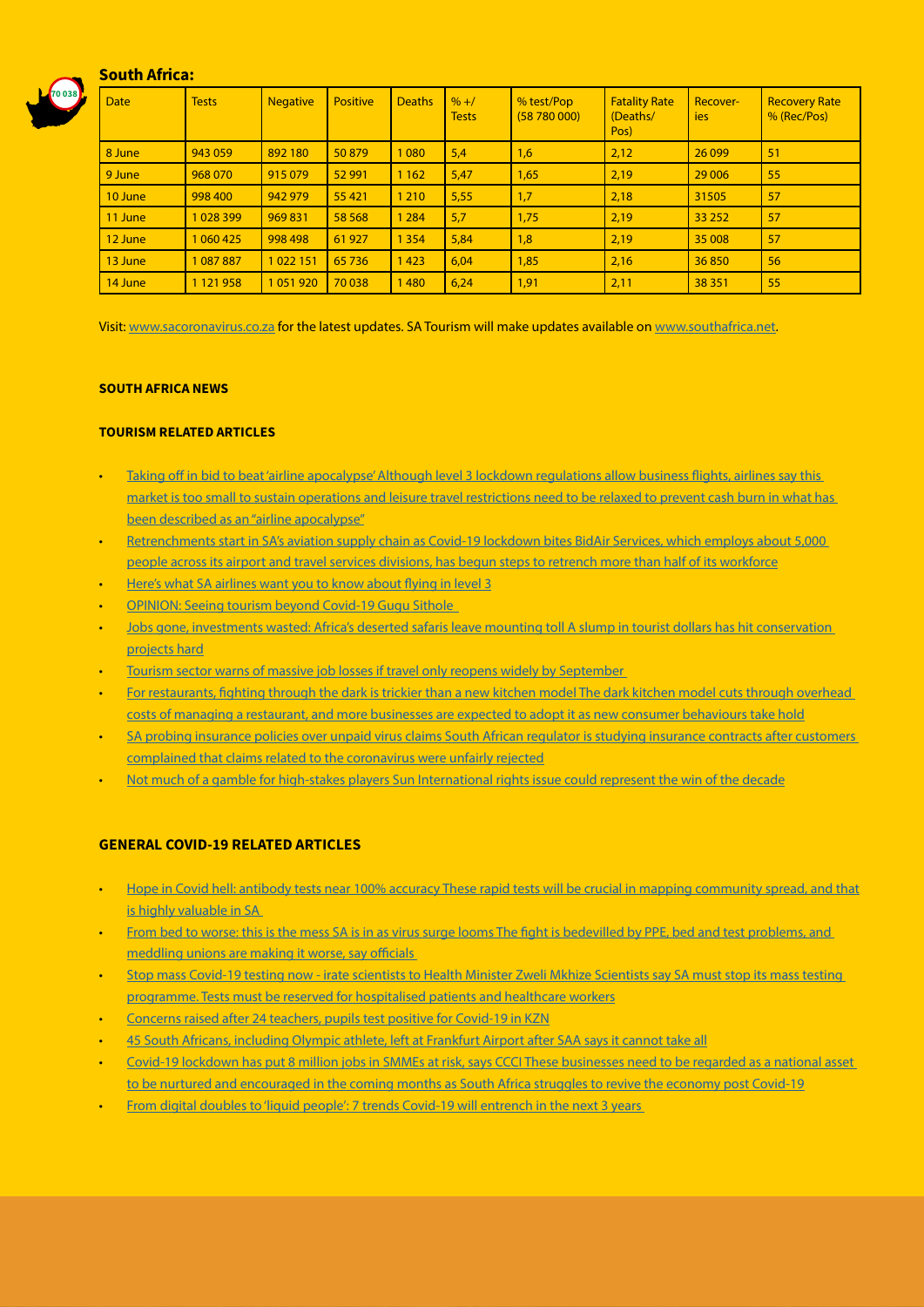## South Africa:

| Date | Tests | Negative | Positive | Deaths | % +/ Tests | % test/Pop (58 780 000) | Fatality Rate (Deaths/ Pos) | Recover-ies | Recovery Rate % (Rec/Pos) |
|---|---|---|---|---|---|---|---|---|---|
| 8 June | 943 059 | 892 180 | 50 879 | 1 080 | 5,4 | 1,6 | 2,12 | 26 099 | 51 |
| 9 June | 968 070 | 915 079 | 52 991 | 1 162 | 5,47 | 1,65 | 2,19 | 29 006 | 55 |
| 10 June | 998 400 | 942 979 | 55 421 | 1 210 | 5,55 | 1,7 | 2,18 | 31505 | 57 |
| 11 June | 1 028 399 | 969 831 | 58 568 | 1 284 | 5,7 | 1,75 | 2,19 | 33 252 | 57 |
| 12 June | 1 060 425 | 998 498 | 61 927 | 1 354 | 5,84 | 1,8 | 2,19 | 35 008 | 57 |
| 13 June | 1 087 887 | 1 022 151 | 65 736 | 1 423 | 6,04 | 1,85 | 2,16 | 36 850 | 56 |
| 14 June | 1 121 958 | 1 051 920 | 70 038 | 1 480 | 6,24 | 1,91 | 2,11 | 38 351 | 55 |

Visit: www.sacoronavirus.co.za for the latest updates. SA Tourism will make updates available on www.southafrica.net.

**SOUTH AFRICA NEWS**

**TOURISM RELATED ARTICLES**

- Taking off in bid to beat 'airline apocalypse' Although level 3 lockdown regulations allow business flights, airlines say this market is too small to sustain operations and leisure travel restrictions need to be relaxed to prevent cash burn in what has been described as an "airline apocalypse"
- Retrenchments start in SA's aviation supply chain as Covid-19 lockdown bites BidAir Services, which employs about 5,000 people across its airport and travel services divisions, has begun steps to retrench more than half of its workforce
- Here's what SA airlines want you to know about flying in level 3
- OPINION: Seeing tourism beyond Covid-19 Gugu Sithole
- Jobs gone, investments wasted: Africa's deserted safaris leave mounting toll A slump in tourist dollars has hit conservation projects hard
- Tourism sector warns of massive job losses if travel only reopens widely by September
- For restaurants, fighting through the dark is trickier than a new kitchen model The dark kitchen model cuts through overhead costs of managing a restaurant, and more businesses are expected to adopt it as new consumer behaviours take hold
- SA probing insurance policies over unpaid virus claims South African regulator is studying insurance contracts after customers complained that claims related to the coronavirus were unfairly rejected
- Not much of a gamble for high-stakes players Sun International rights issue could represent the win of the decade

**GENERAL COVID-19 RELATED ARTICLES**

- Hope in Covid hell: antibody tests near 100% accuracy These rapid tests will be crucial in mapping community spread, and that is highly valuable in SA
- From bed to worse: this is the mess SA is in as virus surge looms The fight is bedevilled by PPE, bed and test problems, and meddling unions are making it worse, say officials
- Stop mass Covid-19 testing now - irate scientists to Health Minister Zweli Mkhize Scientists say SA must stop its mass testing programme. Tests must be reserved for hospitalised patients and healthcare workers
- Concerns raised after 24 teachers, pupils test positive for Covid-19 in KZN
- 45 South Africans, including Olympic athlete, left at Frankfurt Airport after SAA says it cannot take all
- Covid-19 lockdown has put 8 million jobs in SMMEs at risk, says CCCI These businesses need to be regarded as a national asset to be nurtured and encouraged in the coming months as South Africa struggles to revive the economy post Covid-19
- From digital doubles to 'liquid people': 7 trends Covid-19 will entrench in the next 3 years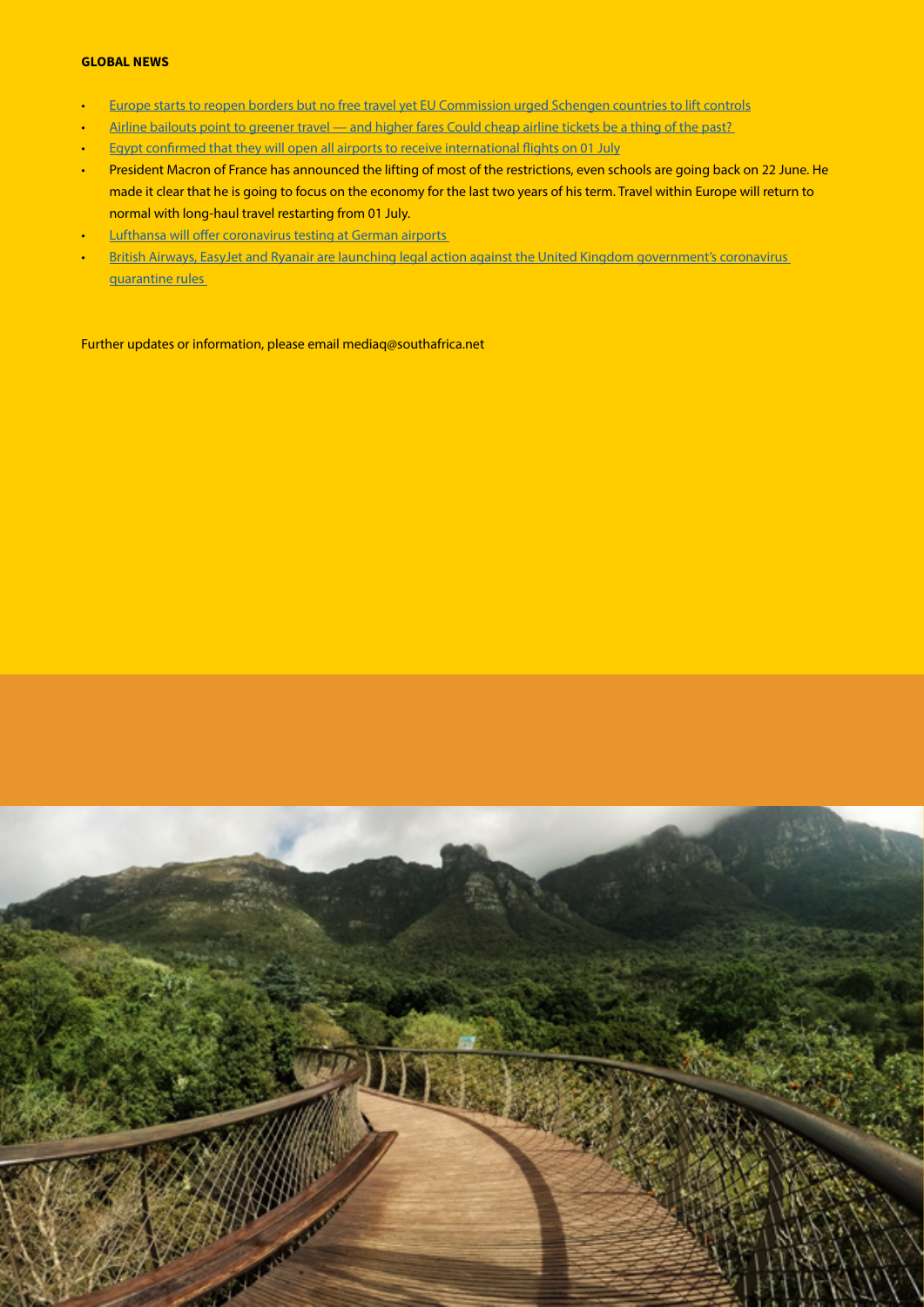**GLOBAL NEWS**

- Europe starts to reopen borders but no free travel yet EU Commission urged Schengen countries to lift controls
- Airline bailouts point to greener travel — and higher fares Could cheap airline tickets be a thing of the past?
- Egypt confirmed that they will open all airports to receive international flights on 01 July
- President Macron of France has announced the lifting of most of the restrictions, even schools are going back on 22 June. He made it clear that he is going to focus on the economy for the last two years of his term. Travel within Europe will return to normal with long-haul travel restarting from 01 July.
- Lufthansa will offer coronavirus testing at German airports
- British Airways, EasyJet and Ryanair are launching legal action against the United Kingdom government's coronavirus quarantine rules

Further updates or information, please email mediaq@southafrica.net